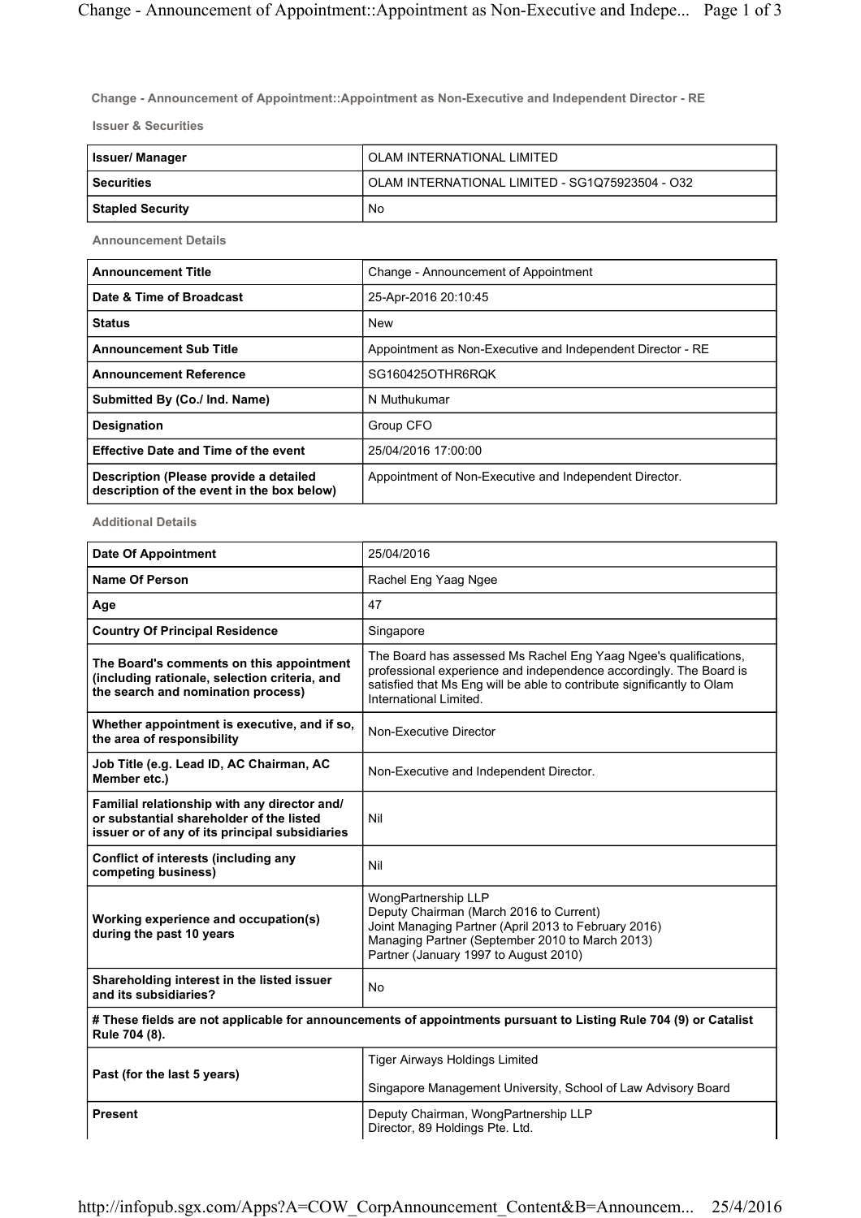**Change - Announcement of Appointment::Appointment as Non-Executive and Independent Director - RE**

**Issuer & Securities**

| | |
|---|---|
| **Issuer/ Manager** | OLAM INTERNATIONAL LIMITED |
| **Securities** | OLAM INTERNATIONAL LIMITED - SG1Q75923504 - O32 |
| **Stapled Security** | No |

**Announcement Details**

| | |
|---|---|
| **Announcement Title** | Change - Announcement of Appointment |
| **Date & Time of Broadcast** | 25-Apr-2016 20:10:45 |
| **Status** | New |
| **Announcement Sub Title** | Appointment as Non-Executive and Independent Director - RE |
| **Announcement Reference** | SG160425OTHR6RQK |
| **Submitted By (Co./ Ind. Name)** | N Muthukumar |
| **Designation** | Group CFO |
| **Effective Date and Time of the event** | 25/04/2016 17:00:00 |
| **Description (Please provide a detailed description of the event in the box below)** | Appointment of Non-Executive and Independent Director. |

**Additional Details**

| | |
|---|---|
| **Date Of Appointment** | 25/04/2016 |
| **Name Of Person** | Rachel Eng Yaag Ngee |
| **Age** | 47 |
| **Country Of Principal Residence** | Singapore |
| **The Board's comments on this appointment (including rationale, selection criteria, and the search and nomination process)** | The Board has assessed Ms Rachel Eng Yaag Ngee's qualifications, professional experience and independence accordingly. The Board is satisfied that Ms Eng will be able to contribute significantly to Olam International Limited. |
| **Whether appointment is executive, and if so, the area of responsibility** | Non-Executive Director |
| **Job Title (e.g. Lead ID, AC Chairman, AC Member etc.)** | Non-Executive and Independent Director. |
| **Familial relationship with any director and/ or substantial shareholder of the listed issuer or of any of its principal subsidiaries** | Nil |
| **Conflict of interests (including any competing business)** | Nil |
| **Working experience and occupation(s) during the past 10 years** | WongPartnership LLP<br>Deputy Chairman (March 2016 to Current)<br>Joint Managing Partner (April 2013 to February 2016)<br>Managing Partner (September 2010 to March 2013)<br>Partner (January 1997 to August 2010) |
| **Shareholding interest in the listed issuer and its subsidiaries?** | No |
| **# These fields are not applicable for announcements of appointments pursuant to Listing Rule 704 (9) or Catalist Rule 704 (8).** | |
| **Past (for the last 5 years)** | Tiger Airways Holdings Limited<br><br>Singapore Management University, School of Law Advisory Board |
| **Present** | Deputy Chairman, WongPartnership LLP<br>Director, 89 Holdings Pte. Ltd. |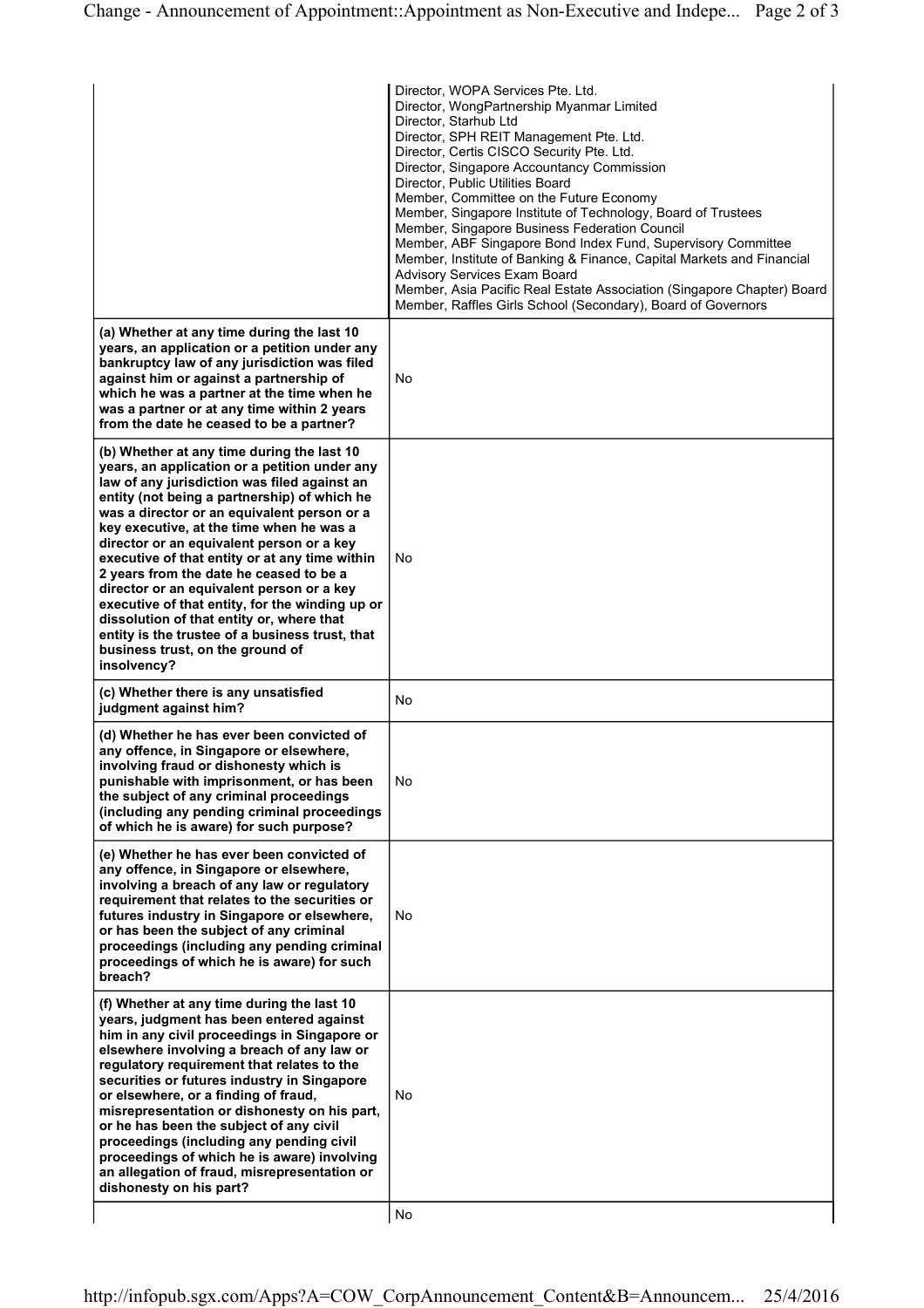| | |
|---|---|
| | Director, WOPA Services Pte. Ltd.<br>Director, WongPartnership Myanmar Limited<br>Director, Starhub Ltd<br>Director, SPH REIT Management Pte. Ltd.<br>Director, Certis CISCO Security Pte. Ltd.<br>Director, Singapore Accountancy Commission<br>Director, Public Utilities Board<br>Member, Committee on the Future Economy<br>Member, Singapore Institute of Technology, Board of Trustees<br>Member, Singapore Business Federation Council<br>Member, ABF Singapore Bond Index Fund, Supervisory Committee<br>Member, Institute of Banking & Finance, Capital Markets and Financial Advisory Services Exam Board<br>Member, Asia Pacific Real Estate Association (Singapore Chapter) Board<br>Member, Raffles Girls School (Secondary), Board of Governors |
| **(a) Whether at any time during the last 10 years, an application or a petition under any bankruptcy law of any jurisdiction was filed against him or against a partnership of which he was a partner at the time when he was a partner or at any time within 2 years from the date he ceased to be a partner?** | No |
| **(b) Whether at any time during the last 10 years, an application or a petition under any law of any jurisdiction was filed against an entity (not being a partnership) of which he was a director or an equivalent person or a key executive, at the time when he was a director or an equivalent person or a key executive of that entity or at any time within 2 years from the date he ceased to be a director or an equivalent person or a key executive of that entity, for the winding up or dissolution of that entity or, where that entity is the trustee of a business trust, that business trust, on the ground of insolvency?** | No |
| **(c) Whether there is any unsatisfied judgment against him?** | No |
| **(d) Whether he has ever been convicted of any offence, in Singapore or elsewhere, involving fraud or dishonesty which is punishable with imprisonment, or has been the subject of any criminal proceedings (including any pending criminal proceedings of which he is aware) for such purpose?** | No |
| **(e) Whether he has ever been convicted of any offence, in Singapore or elsewhere, involving a breach of any law or regulatory requirement that relates to the securities or futures industry in Singapore or elsewhere, or has been the subject of any criminal proceedings (including any pending criminal proceedings of which he is aware) for such breach?** | No |
| **(f) Whether at any time during the last 10 years, judgment has been entered against him in any civil proceedings in Singapore or elsewhere involving a breach of any law or regulatory requirement that relates to the securities or futures industry in Singapore or elsewhere, or a finding of fraud, misrepresentation or dishonesty on his part, or he has been the subject of any civil proceedings (including any pending civil proceedings of which he is aware) involving an allegation of fraud, misrepresentation or dishonesty on his part?** | No |
| | No |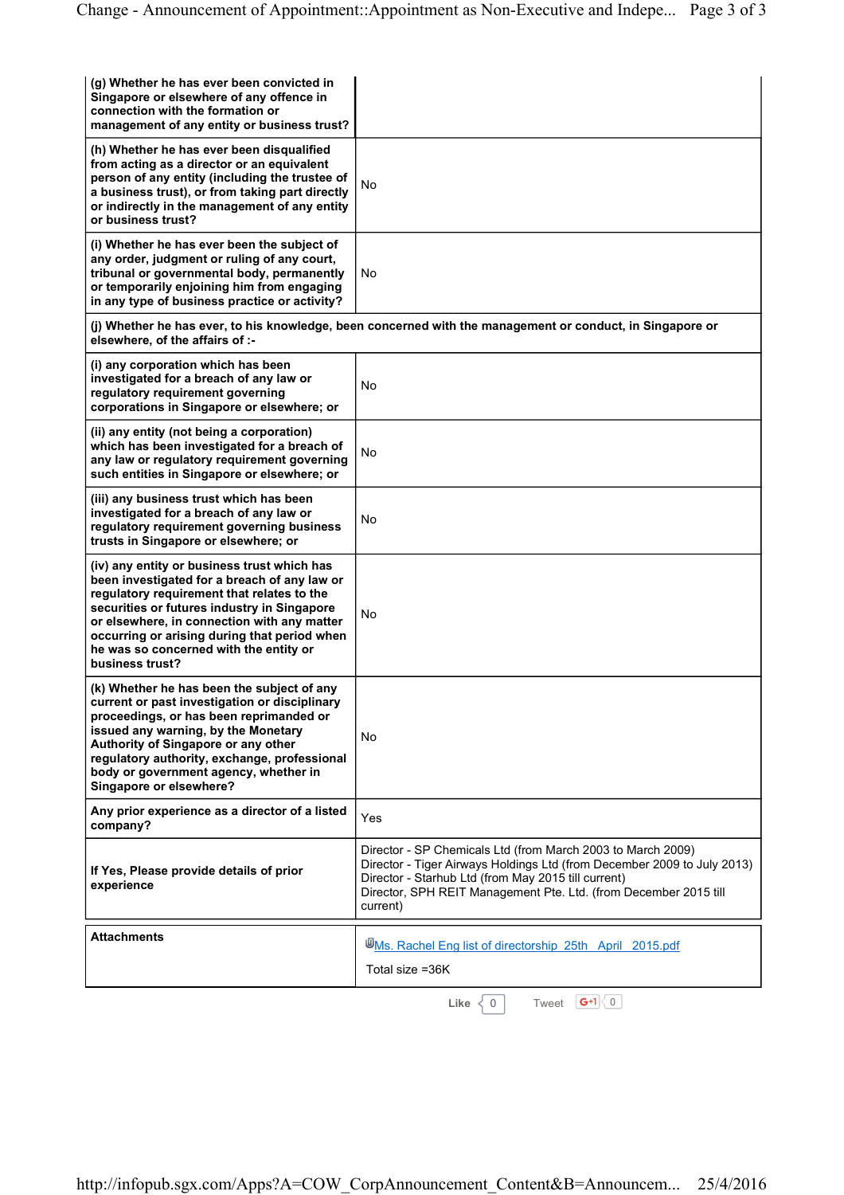| | |
|---|---|
| **(g) Whether he has ever been convicted in Singapore or elsewhere of any offence in connection with the formation or management of any entity or business trust?** | |
| **(h) Whether he has ever been disqualified from acting as a director or an equivalent person of any entity (including the trustee of a business trust), or from taking part directly or indirectly in the management of any entity or business trust?** | No |
| **(i) Whether he has ever been the subject of any order, judgment or ruling of any court, tribunal or governmental body, permanently or temporarily enjoining him from engaging in any type of business practice or activity?** | No |
| **(j) Whether he has ever, to his knowledge, been concerned with the management or conduct, in Singapore or elsewhere, of the affairs of :-** | |
| **(i) any corporation which has been investigated for a breach of any law or regulatory requirement governing corporations in Singapore or elsewhere; or** | No |
| **(ii) any entity (not being a corporation) which has been investigated for a breach of any law or regulatory requirement governing such entities in Singapore or elsewhere; or** | No |
| **(iii) any business trust which has been investigated for a breach of any law or regulatory requirement governing business trusts in Singapore or elsewhere; or** | No |
| **(iv) any entity or business trust which has been investigated for a breach of any law or regulatory requirement that relates to the securities or futures industry in Singapore or elsewhere, in connection with any matter occurring or arising during that period when he was so concerned with the entity or business trust?** | No |
| **(k) Whether he has been the subject of any current or past investigation or disciplinary proceedings, or has been reprimanded or issued any warning, by the Monetary Authority of Singapore or any other regulatory authority, exchange, professional body or government agency, whether in Singapore or elsewhere?** | No |
| **Any prior experience as a director of a listed company?** | Yes |
| **If Yes, Please provide details of prior experience** | Director - SP Chemicals Ltd (from March 2003 to March 2009)<br>Director - Tiger Airways Holdings Ltd (from December 2009 to July 2013)<br>Director - Starhub Ltd (from May 2015 till current)<br>Director, SPH REIT Management Pte. Ltd. (from December 2015 till current) |

| | |
|---|---|
| **Attachments** | Ms. Rachel Eng list of directorship 25th April 2015.pdf<br><br>Total size =36K |

Like 0 Tweet G+1 0